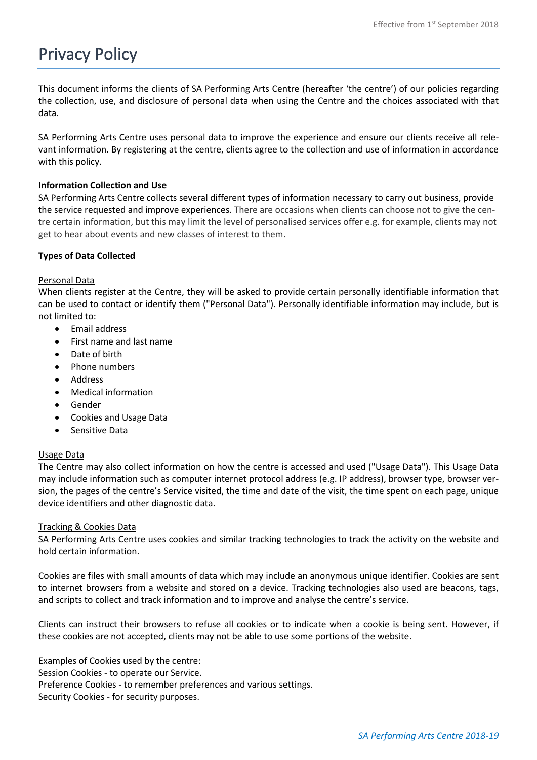# Privacy Policy

This document informs the clients of SA Performing Arts Centre (hereafter 'the centre') of our policies regarding the collection, use, and disclosure of personal data when using the Centre and the choices associated with that data.

SA Performing Arts Centre uses personal data to improve the experience and ensure our clients receive all relevant information. By registering at the centre, clients agree to the collection and use of information in accordance with this policy.

**Information Collection and Use**

SA Performing Arts Centre collects several different types of information necessary to carry out business, provide the service requested and improve experiences. There are occasions when clients can choose not to give the centre certain information, but this may limit the level of personalised services offer e.g. for example, clients may not get to hear about events and new classes of interest to them.

**Types of Data Collected**

<u>Personal Data</u>

When clients register at the Centre, they will be asked to provide certain personally identifiable information that can be used to contact or identify them ("Personal Data"). Personally identifiable information may include, but is not limited to:

- Email address
- First name and last name
- Date of birth
- Phone numbers
- Address
- Medical information
- Gender
- Cookies and Usage Data
- Sensitive Data

<u>Usage Data</u>

The Centre may also collect information on how the centre is accessed and used ("Usage Data"). This Usage Data may include information such as computer internet protocol address (e.g. IP address), browser type, browser version, the pages of the centre's Service visited, the time and date of the visit, the time spent on each page, unique device identifiers and other diagnostic data.

<u>Tracking & Cookies Data</u>

SA Performing Arts Centre uses cookies and similar tracking technologies to track the activity on the website and hold certain information.

Cookies are files with small amounts of data which may include an anonymous unique identifier. Cookies are sent to internet browsers from a website and stored on a device. Tracking technologies also used are beacons, tags, and scripts to collect and track information and to improve and analyse the centre's service.

Clients can instruct their browsers to refuse all cookies or to indicate when a cookie is being sent. However, if these cookies are not accepted, clients may not be able to use some portions of the website.

Examples of Cookies used by the centre:
Session Cookies - to operate our Service.
Preference Cookies - to remember preferences and various settings.
Security Cookies - for security purposes.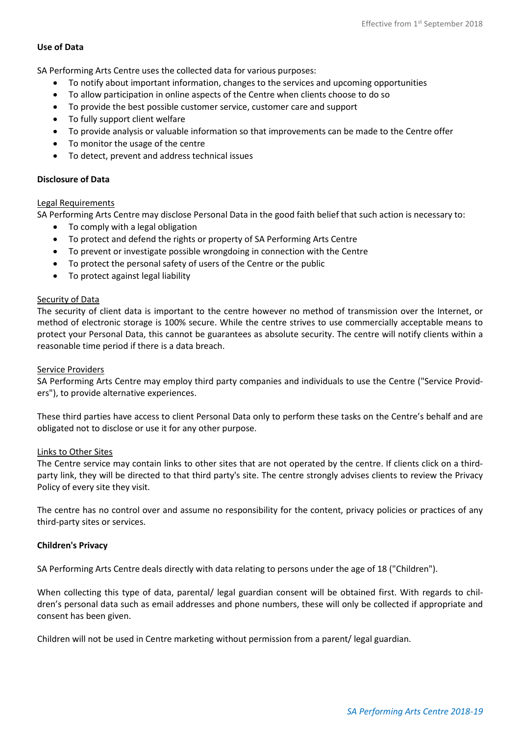**Use of Data**

SA Performing Arts Centre uses the collected data for various purposes:

- To notify about important information, changes to the services and upcoming opportunities
- To allow participation in online aspects of the Centre when clients choose to do so
- To provide the best possible customer service, customer care and support
- To fully support client welfare
- To provide analysis or valuable information so that improvements can be made to the Centre offer
- To monitor the usage of the centre
- To detect, prevent and address technical issues

**Disclosure of Data**

Legal Requirements

SA Performing Arts Centre may disclose Personal Data in the good faith belief that such action is necessary to:

- To comply with a legal obligation
- To protect and defend the rights or property of SA Performing Arts Centre
- To prevent or investigate possible wrongdoing in connection with the Centre
- To protect the personal safety of users of the Centre or the public
- To protect against legal liability

Security of Data

The security of client data is important to the centre however no method of transmission over the Internet, or method of electronic storage is 100% secure. While the centre strives to use commercially acceptable means to protect your Personal Data, this cannot be guarantees as absolute security. The centre will notify clients within a reasonable time period if there is a data breach.

Service Providers

SA Performing Arts Centre may employ third party companies and individuals to use the Centre ("Service Providers"), to provide alternative experiences.

These third parties have access to client Personal Data only to perform these tasks on the Centre's behalf and are obligated not to disclose or use it for any other purpose.

Links to Other Sites

The Centre service may contain links to other sites that are not operated by the centre. If clients click on a third-party link, they will be directed to that third party's site. The centre strongly advises clients to review the Privacy Policy of every site they visit.

The centre has no control over and assume no responsibility for the content, privacy policies or practices of any third-party sites or services.

**Children's Privacy**

SA Performing Arts Centre deals directly with data relating to persons under the age of 18 ("Children").

When collecting this type of data, parental/ legal guardian consent will be obtained first. With regards to children's personal data such as email addresses and phone numbers, these will only be collected if appropriate and consent has been given.

Children will not be used in Centre marketing without permission from a parent/ legal guardian.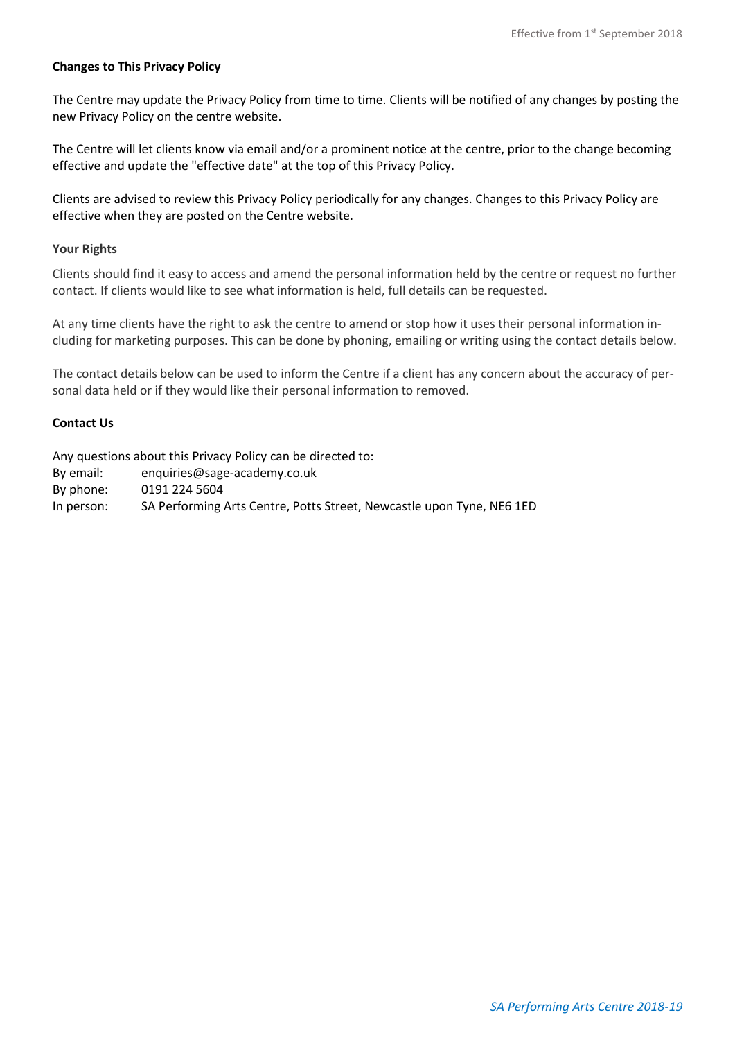**Changes to This Privacy Policy**

The Centre may update the Privacy Policy from time to time. Clients will be notified of any changes by posting the new Privacy Policy on the centre website.

The Centre will let clients know via email and/or a prominent notice at the centre, prior to the change becoming effective and update the "effective date" at the top of this Privacy Policy.

Clients are advised to review this Privacy Policy periodically for any changes. Changes to this Privacy Policy are effective when they are posted on the Centre website.

**Your Rights**

Clients should find it easy to access and amend the personal information held by the centre or request no further contact. If clients would like to see what information is held, full details can be requested.

At any time clients have the right to ask the centre to amend or stop how it uses their personal information including for marketing purposes. This can be done by phoning, emailing or writing using the contact details below.

The contact details below can be used to inform the Centre if a client has any concern about the accuracy of personal data held or if they would like their personal information to removed.

**Contact Us**

Any questions about this Privacy Policy can be directed to:

By email: enquiries@sage-academy.co.uk
By phone: 0191 224 5604
In person: SA Performing Arts Centre, Potts Street, Newcastle upon Tyne, NE6 1ED